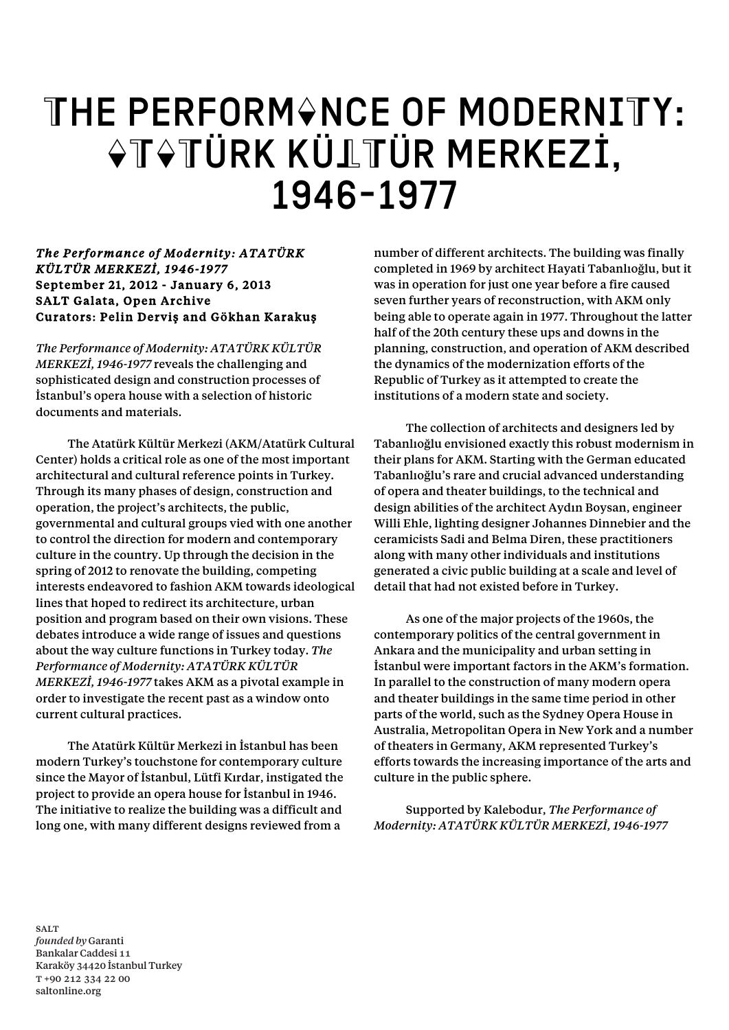# THE PERFORMANCE OF MODERNITY: ATATÜRK KÜLTÜR MERKEZİ, 1946-1977

***The Performance of Modernity: ATATÜRK KÜLTÜR MERKEZİ, 1946-1977***
**September 21, 2012 - January 6, 2013**
**SALT Galata, Open Archive**
**Curators: Pelin Derviş and Gökhan Karakuş**

*The Performance of Modernity: ATATÜRK KÜLTÜR MERKEZİ, 1946-1977* reveals the challenging and sophisticated design and construction processes of İstanbul's opera house with a selection of historic documents and materials.

The Atatürk Kültür Merkezi (AKM/Atatürk Cultural Center) holds a critical role as one of the most important architectural and cultural reference points in Turkey. Through its many phases of design, construction and operation, the project's architects, the public, governmental and cultural groups vied with one another to control the direction for modern and contemporary culture in the country. Up through the decision in the spring of 2012 to renovate the building, competing interests endeavored to fashion AKM towards ideological lines that hoped to redirect its architecture, urban position and program based on their own visions. These debates introduce a wide range of issues and questions about the way culture functions in Turkey today. *The Performance of Modernity: ATATÜRK KÜLTÜR MERKEZİ, 1946-1977* takes AKM as a pivotal example in order to investigate the recent past as a window onto current cultural practices.

The Atatürk Kültür Merkezi in İstanbul has been modern Turkey's touchstone for contemporary culture since the Mayor of İstanbul, Lütfi Kırdar, instigated the project to provide an opera house for İstanbul in 1946. The initiative to realize the building was a difficult and long one, with many different designs reviewed from a number of different architects. The building was finally completed in 1969 by architect Hayati Tabanlıoğlu, but it was in operation for just one year before a fire caused seven further years of reconstruction, with AKM only being able to operate again in 1977. Throughout the latter half of the 20th century these ups and downs in the planning, construction, and operation of AKM described the dynamics of the modernization efforts of the Republic of Turkey as it attempted to create the institutions of a modern state and society.

The collection of architects and designers led by Tabanlıoğlu envisioned exactly this robust modernism in their plans for AKM. Starting with the German educated Tabanlıoğlu's rare and crucial advanced understanding of opera and theater buildings, to the technical and design abilities of the architect Aydın Boysan, engineer Willi Ehle, lighting designer Johannes Dinnebier and the ceramicists Sadi and Belma Diren, these practitioners along with many other individuals and institutions generated a civic public building at a scale and level of detail that had not existed before in Turkey.

As one of the major projects of the 1960s, the contemporary politics of the central government in Ankara and the municipality and urban setting in İstanbul were important factors in the AKM's formation. In parallel to the construction of many modern opera and theater buildings in the same time period in other parts of the world, such as the Sydney Opera House in Australia, Metropolitan Opera in New York and a number of theaters in Germany, AKM represented Turkey's efforts towards the increasing importance of the arts and culture in the public sphere.

Supported by Kalebodur, *The Performance of Modernity: ATATÜRK KÜLTÜR MERKEZİ, 1946-1977*

SALT
*founded by* Garanti
Bankalar Caddesi 11
Karaköy 34420 İstanbul Turkey
T +90 212 334 22 00
saltonline.org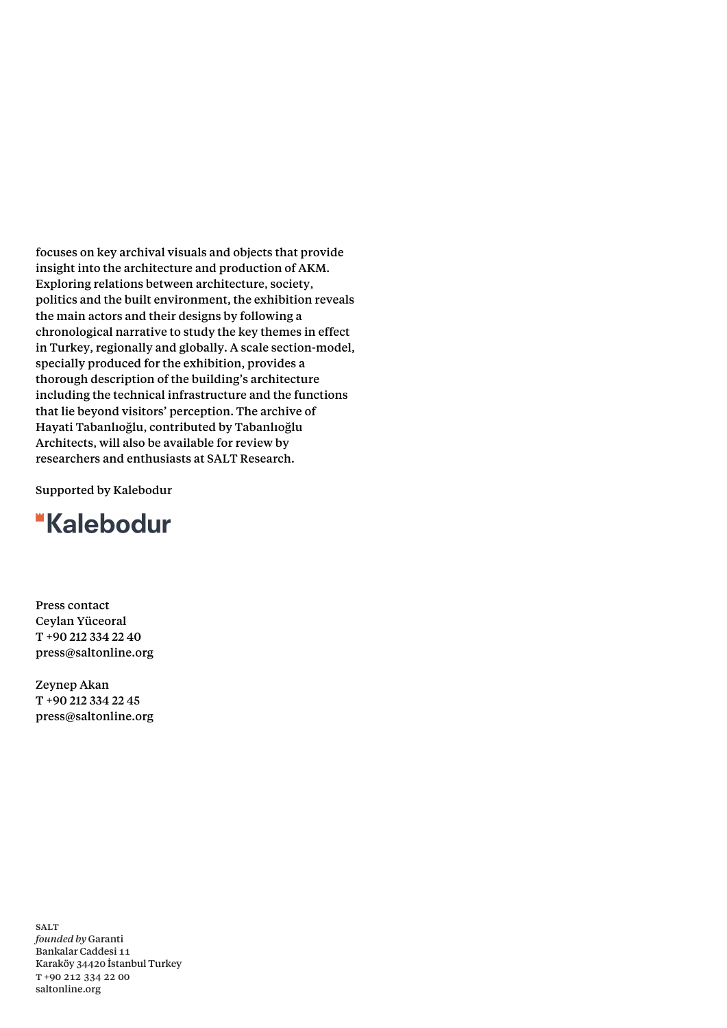focuses on key archival visuals and objects that provide insight into the architecture and production of AKM. Exploring relations between architecture, society, politics and the built environment, the exhibition reveals the main actors and their designs by following a chronological narrative to study the key themes in effect in Turkey, regionally and globally. A scale section-model, specially produced for the exhibition, provides a thorough description of the building's architecture including the technical infrastructure and the functions that lie beyond visitors' perception. The archive of Hayati Tabanlıoğlu, contributed by Tabanlıoğlu Architects, will also be available for review by researchers and enthusiasts at SALT Research.

Supported by Kalebodur

Kalebodur

Press contact
Ceylan Yüceoral
T +90 212 334 22 40
press@saltonline.org

Zeynep Akan
T +90 212 334 22 45
press@saltonline.org

SALT
*founded by* Garanti
Bankalar Caddesi 11
Karaköy 34420 İstanbul Turkey
T +90 212 334 22 00
saltonline.org